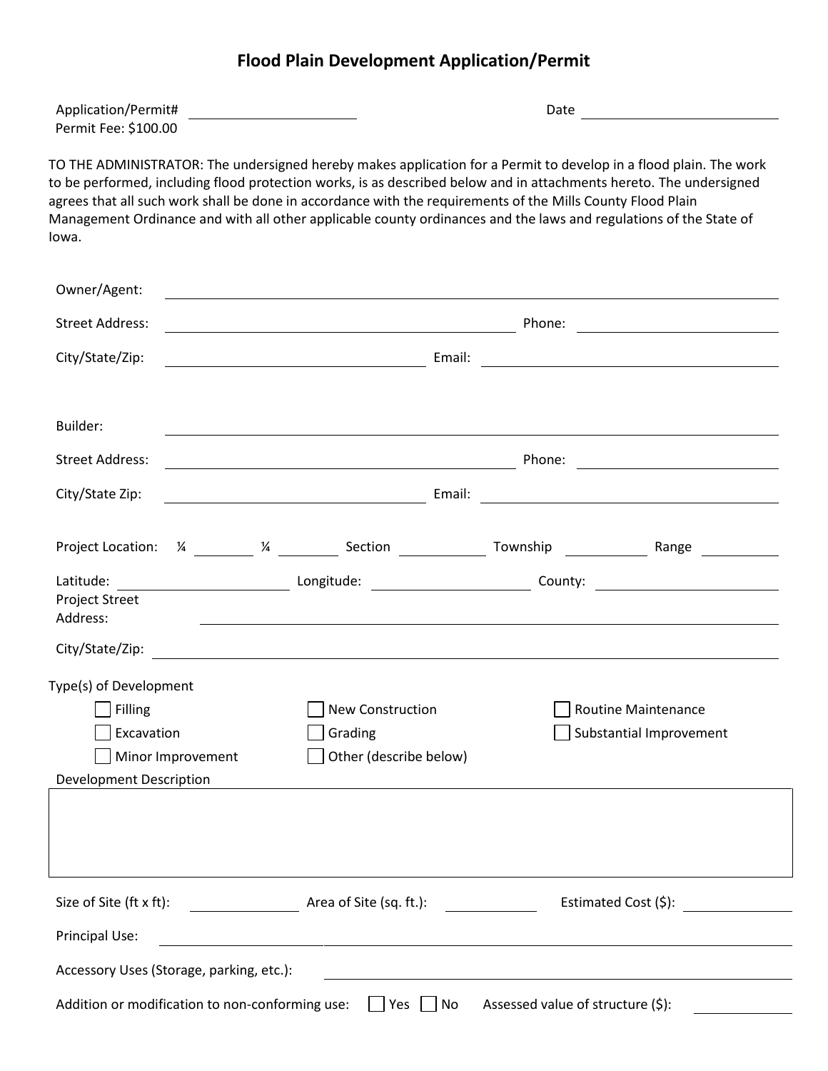# Flood Plain Development Application/Permit

Application/Permit# ____________________ Date ____________________

Permit Fee: $100.00

TO THE ADMINISTRATOR: The undersigned hereby makes application for a Permit to develop in a flood plain. The work to be performed, including flood protection works, is as described below and in attachments hereto. The undersigned agrees that all such work shall be done in accordance with the requirements of the Mills County Flood Plain Management Ordinance and with all other applicable county ordinances and the laws and regulations of the State of Iowa.

Owner/Agent: ____________________

Street Address: ____________________ Phone: ____________________

City/State/Zip: ____________________ Email: ____________________

Builder: ____________________

Street Address: ____________________ Phone: ____________________

City/State Zip: ____________________ Email: ____________________

Project Location: ¼ ________ ¼ ________ Section ________ Township ________ Range ________

Latitude: ____________________ Longitude: ____________________ County: ____________________

Project Street Address: ____________________

City/State/Zip: ____________________

Type(s) of Development

- ☐ Filling
- ☐ Excavation
- ☐ Minor Improvement
- ☐ New Construction
- ☐ Grading
- ☐ Other (describe below)
- ☐ Routine Maintenance
- ☐ Substantial Improvement

Development Description

| |
|---|
| |

Size of Site (ft x ft): ____________ Area of Site (sq. ft.): ____________ Estimated Cost ($): ____________

Principal Use: ____________________

Accessory Uses (Storage, parking, etc.): ____________________

Addition or modification to non-conforming use: ☐ Yes ☐ No Assessed value of structure ($): ____________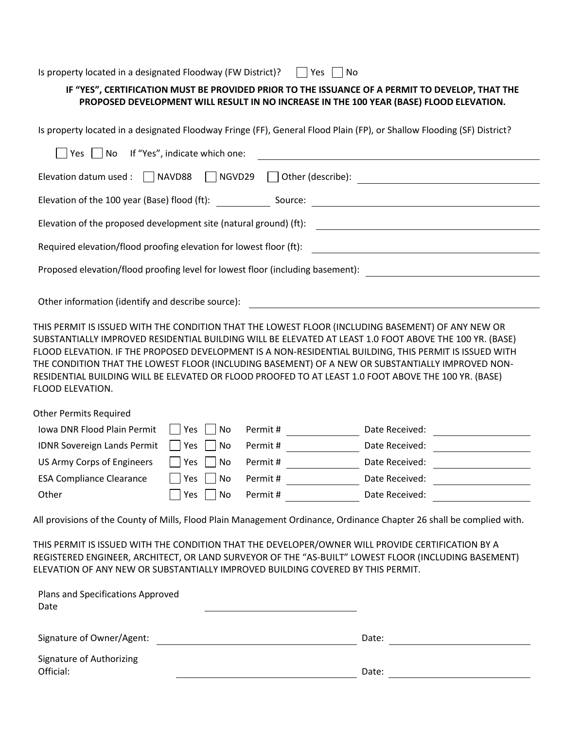Is property located in a designated Floodway (FW District)? ☐ Yes ☐ No

**IF "YES", CERTIFICATION MUST BE PROVIDED PRIOR TO THE ISSUANCE OF A PERMIT TO DEVELOP, THAT THE PROPOSED DEVELOPMENT WILL RESULT IN NO INCREASE IN THE 100 YEAR (BASE) FLOOD ELEVATION.**

Is property located in a designated Floodway Fringe (FF), General Flood Plain (FP), or Shallow Flooding (SF) District?

☐ Yes ☐ No If "Yes", indicate which one: ______________________________

Elevation datum used : ☐ NAVD88 ☐ NGVD29 ☐ Other (describe): ______________________________

Elevation of the 100 year (Base) flood (ft): __________ Source: ______________________________

Elevation of the proposed development site (natural ground) (ft): ______________________________

Required elevation/flood proofing elevation for lowest floor (ft): ______________________________

Proposed elevation/flood proofing level for lowest floor (including basement): ______________________________

Other information (identify and describe source): ______________________________

THIS PERMIT IS ISSUED WITH THE CONDITION THAT THE LOWEST FLOOR (INCLUDING BASEMENT) OF ANY NEW OR SUBSTANTIALLY IMPROVED RESIDENTIAL BUILDING WILL BE ELEVATED AT LEAST 1.0 FOOT ABOVE THE 100 YR. (BASE) FLOOD ELEVATION. IF THE PROPOSED DEVELOPMENT IS A NON-RESIDENTIAL BUILDING, THIS PERMIT IS ISSUED WITH THE CONDITION THAT THE LOWEST FLOOR (INCLUDING BASEMENT) OF A NEW OR SUBSTANTIALLY IMPROVED NON-RESIDENTIAL BUILDING WILL BE ELEVATED OR FLOOD PROOFED TO AT LEAST 1.0 FOOT ABOVE THE 100 YR. (BASE) FLOOD ELEVATION.

Other Permits Required

| | | | | |
|---|---|---|---|---|
| Iowa DNR Flood Plain Permit | ☐ Yes | ☐ No | Permit # ____________ | Date Received: ____________ |
| IDNR Sovereign Lands Permit | ☐ Yes | ☐ No | Permit # ____________ | Date Received: ____________ |
| US Army Corps of Engineers | ☐ Yes | ☐ No | Permit # ____________ | Date Received: ____________ |
| ESA Compliance Clearance | ☐ Yes | ☐ No | Permit # ____________ | Date Received: ____________ |
| Other | ☐ Yes | ☐ No | Permit # ____________ | Date Received: ____________ |

All provisions of the County of Mills, Flood Plain Management Ordinance, Ordinance Chapter 26 shall be complied with.

THIS PERMIT IS ISSUED WITH THE CONDITION THAT THE DEVELOPER/OWNER WILL PROVIDE CERTIFICATION BY A REGISTERED ENGINEER, ARCHITECT, OR LAND SURVEYOR OF THE "AS-BUILT" LOWEST FLOOR (INCLUDING BASEMENT) ELEVATION OF ANY NEW OR SUBSTANTIALLY IMPROVED BUILDING COVERED BY THIS PERMIT.

Plans and Specifications Approved Date ______________________________

Signature of Owner/Agent: ______________________________ Date: ______________________________

Signature of Authorizing Official: ______________________________ Date: ______________________________